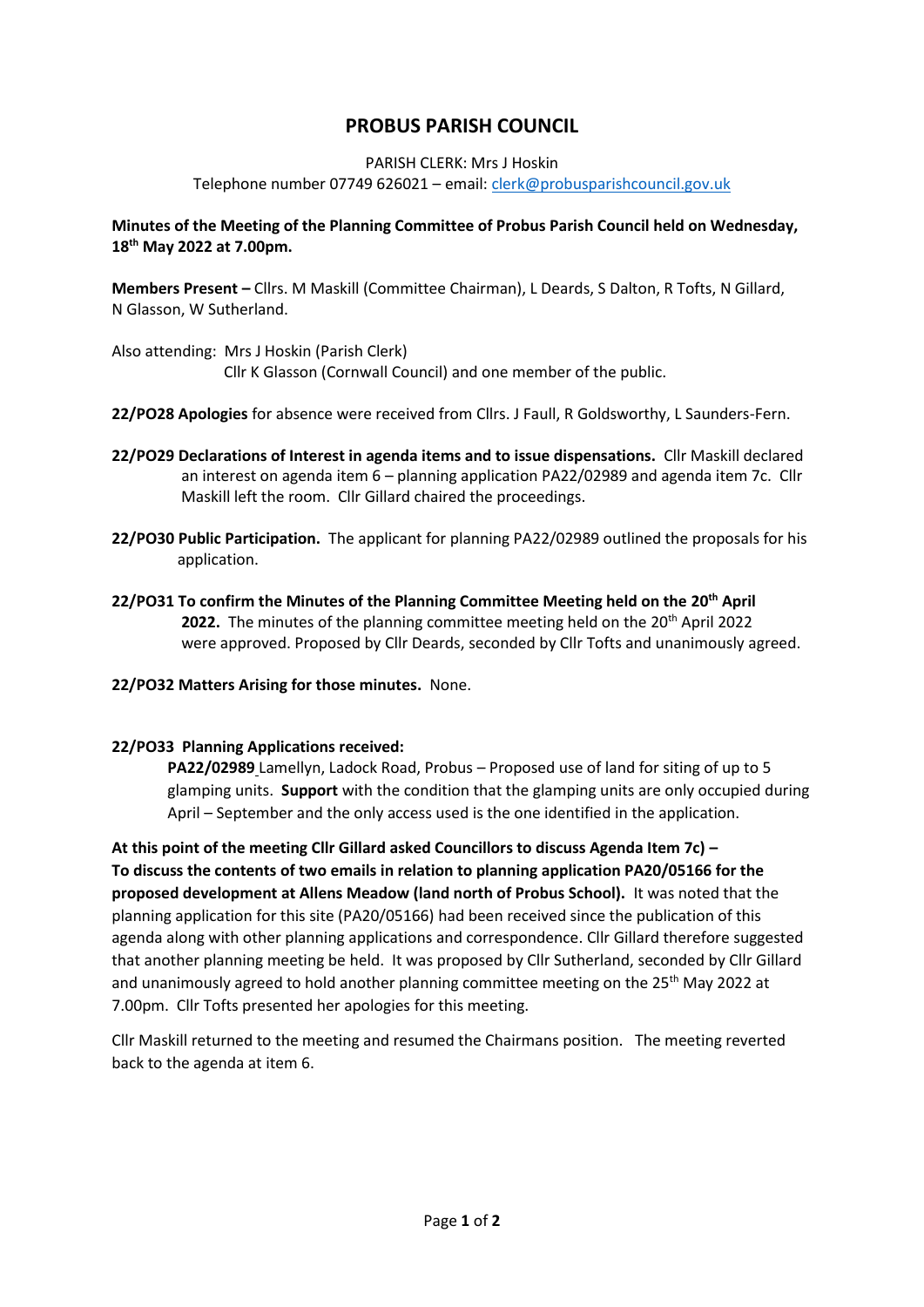# PROBUS PARISH COUNCIL

PARISH CLERK: Mrs J Hoskin

Telephone number 07749 626021 – email: clerk@probusparishcouncil.gov.uk

**Minutes of the Meeting of the Planning Committee of Probus Parish Council held on Wednesday, 18th May 2022 at 7.00pm.**

**Members Present –** Cllrs. M Maskill (Committee Chairman), L Deards, S Dalton, R Tofts, N Gillard, N Glasson, W Sutherland.

Also attending: Mrs J Hoskin (Parish Clerk)
Cllr K Glasson (Cornwall Council) and one member of the public.

**22/PO28 Apologies** for absence were received from Cllrs. J Faull, R Goldsworthy, L Saunders-Fern.

**22/PO29 Declarations of Interest in agenda items and to issue dispensations.** Cllr Maskill declared an interest on agenda item 6 – planning application PA22/02989 and agenda item 7c. Cllr Maskill left the room. Cllr Gillard chaired the proceedings.

**22/PO30 Public Participation.** The applicant for planning PA22/02989 outlined the proposals for his application.

**22/PO31 To confirm the Minutes of the Planning Committee Meeting held on the 20th April 2022.** The minutes of the planning committee meeting held on the 20th April 2022 were approved. Proposed by Cllr Deards, seconded by Cllr Tofts and unanimously agreed.

**22/PO32 Matters Arising for those minutes.** None.

**22/PO33 Planning Applications received:**

**PA22/02989** Lamellyn, Ladock Road, Probus – Proposed use of land for siting of up to 5 glamping units. **Support** with the condition that the glamping units are only occupied during April – September and the only access used is the one identified in the application.

**At this point of the meeting Cllr Gillard asked Councillors to discuss Agenda Item 7c) – To discuss the contents of two emails in relation to planning application PA20/05166 for the proposed development at Allens Meadow (land north of Probus School).** It was noted that the planning application for this site (PA20/05166) had been received since the publication of this agenda along with other planning applications and correspondence. Cllr Gillard therefore suggested that another planning meeting be held. It was proposed by Cllr Sutherland, seconded by Cllr Gillard and unanimously agreed to hold another planning committee meeting on the 25th May 2022 at 7.00pm. Cllr Tofts presented her apologies for this meeting.

Cllr Maskill returned to the meeting and resumed the Chairmans position. The meeting reverted back to the agenda at item 6.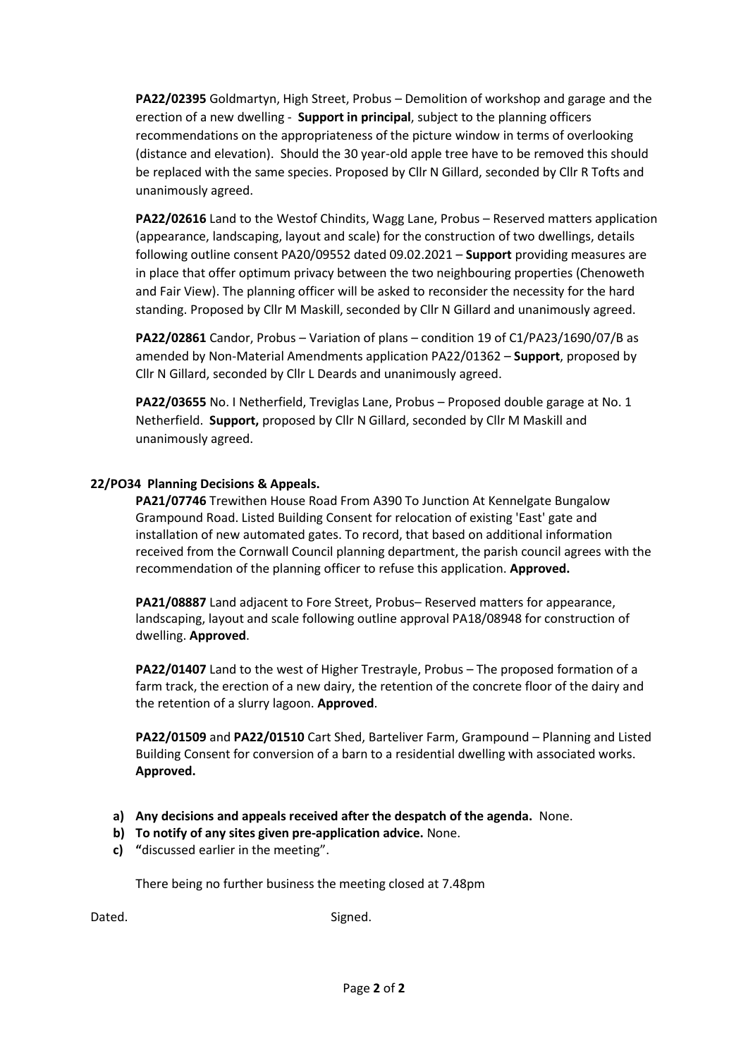**PA22/02395** Goldmartyn, High Street, Probus – Demolition of workshop and garage and the erection of a new dwelling - **Support in principal**, subject to the planning officers recommendations on the appropriateness of the picture window in terms of overlooking (distance and elevation). Should the 30 year-old apple tree have to be removed this should be replaced with the same species. Proposed by Cllr N Gillard, seconded by Cllr R Tofts and unanimously agreed.

**PA22/02616** Land to the Westof Chindits, Wagg Lane, Probus – Reserved matters application (appearance, landscaping, layout and scale) for the construction of two dwellings, details following outline consent PA20/09552 dated 09.02.2021 – **Support** providing measures are in place that offer optimum privacy between the two neighbouring properties (Chenoweth and Fair View). The planning officer will be asked to reconsider the necessity for the hard standing. Proposed by Cllr M Maskill, seconded by Cllr N Gillard and unanimously agreed.

**PA22/02861** Candor, Probus – Variation of plans – condition 19 of C1/PA23/1690/07/B as amended by Non-Material Amendments application PA22/01362 – **Support**, proposed by Cllr N Gillard, seconded by Cllr L Deards and unanimously agreed.

**PA22/03655** No. I Netherfield, Treviglas Lane, Probus – Proposed double garage at No. 1 Netherfield. **Support,** proposed by Cllr N Gillard, seconded by Cllr M Maskill and unanimously agreed.

**22/PO34 Planning Decisions & Appeals.**

**PA21/07746** Trewithen House Road From A390 To Junction At Kennelgate Bungalow Grampound Road. Listed Building Consent for relocation of existing 'East' gate and installation of new automated gates. To record, that based on additional information received from the Cornwall Council planning department, the parish council agrees with the recommendation of the planning officer to refuse this application. **Approved.**

**PA21/08887** Land adjacent to Fore Street, Probus– Reserved matters for appearance, landscaping, layout and scale following outline approval PA18/08948 for construction of dwelling. **Approved**.

**PA22/01407** Land to the west of Higher Trestrayle, Probus – The proposed formation of a farm track, the erection of a new dairy, the retention of the concrete floor of the dairy and the retention of a slurry lagoon. **Approved**.

**PA22/01509** and **PA22/01510** Cart Shed, Barteliver Farm, Grampound – Planning and Listed Building Consent for conversion of a barn to a residential dwelling with associated works. **Approved.**

- **a) Any decisions and appeals received after the despatch of the agenda.** None.
- **b) To notify of any sites given pre-application advice.** None.
- **c) "**discussed earlier in the meeting".

There being no further business the meeting closed at 7.48pm

Dated. Signed.